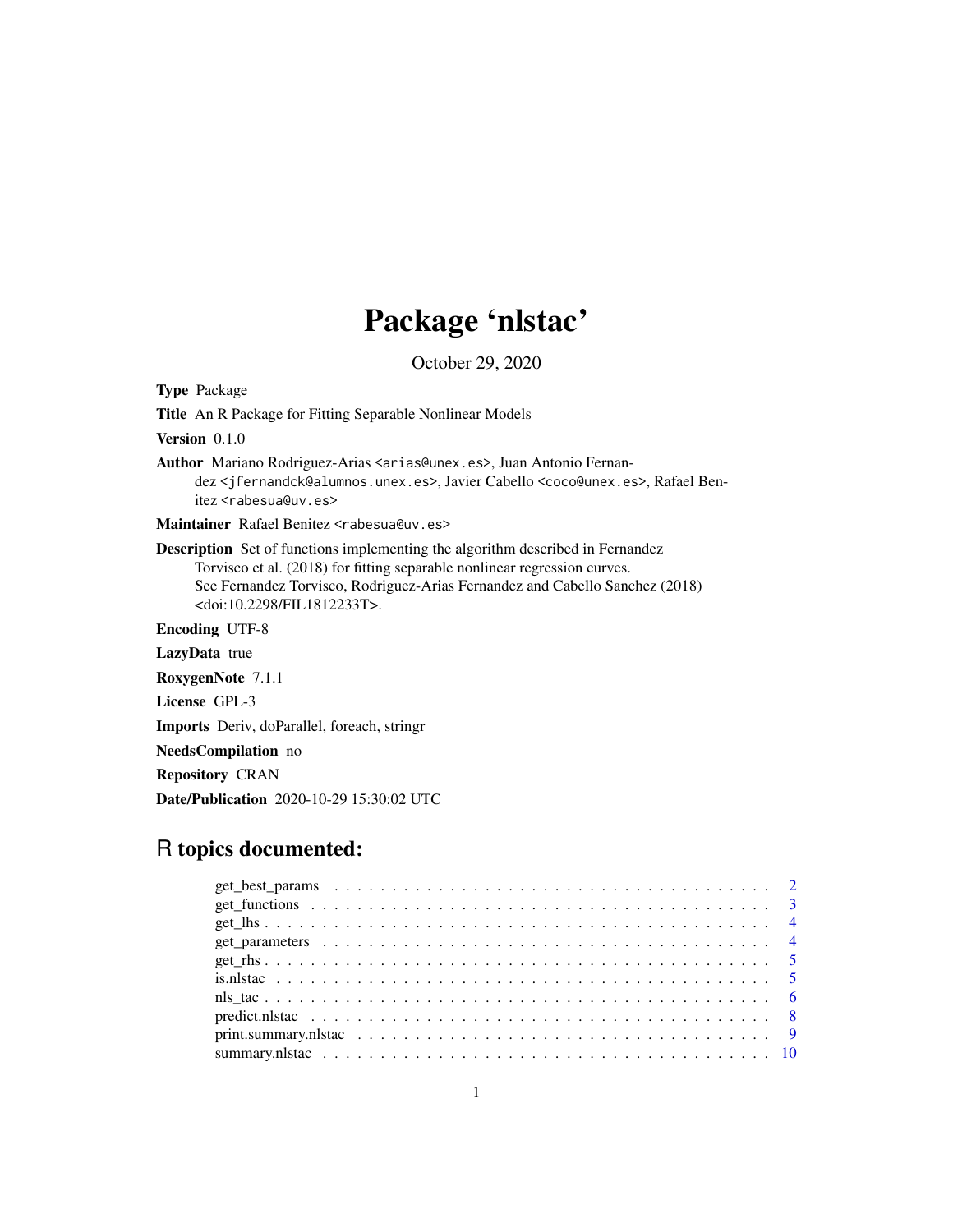# Package 'nlstac'

October 29, 2020

**Type** Package

**Title** An R Package for Fitting Separable Nonlinear Models

**Version** 0.1.0

**Author** Mariano Rodriguez-Arias <arias@unex.es>, Juan Antonio Fernandez <jfernandck@alumnos.unex.es>, Javier Cabello <coco@unex.es>, Rafael Benitez <rabesua@uv.es>

**Maintainer** Rafael Benitez <rabesua@uv.es>

**Description** Set of functions implementing the algorithm described in Fernandez Torvisco et al. (2018) for fitting separable nonlinear regression curves. See Fernandez Torvisco, Rodriguez-Arias Fernandez and Cabello Sanchez (2018) <doi:10.2298/FIL1812233T>.

**Encoding** UTF-8

**LazyData** true

**RoxygenNote** 7.1.1

**License** GPL-3

**Imports** Deriv, doParallel, foreach, stringr

**NeedsCompilation** no

**Repository** CRAN

**Date/Publication** 2020-10-29 15:30:02 UTC

## R topics documented:

- get_best_params . . . . . . . . . . . . . . . . . . . . . . . . . . . . . . . . . . . 2
- get_functions . . . . . . . . . . . . . . . . . . . . . . . . . . . . . . . . . . . . 3
- get_lhs . . . . . . . . . . . . . . . . . . . . . . . . . . . . . . . . . . . . . . . 4
- get_parameters . . . . . . . . . . . . . . . . . . . . . . . . . . . . . . . . . . . 4
- get_rhs . . . . . . . . . . . . . . . . . . . . . . . . . . . . . . . . . . . . . . . 5
- is.nlstac . . . . . . . . . . . . . . . . . . . . . . . . . . . . . . . . . . . . . . 5
- nls_tac . . . . . . . . . . . . . . . . . . . . . . . . . . . . . . . . . . . . . . . 6
- predict.nlstac . . . . . . . . . . . . . . . . . . . . . . . . . . . . . . . . . . . 8
- print.summary.nlstac . . . . . . . . . . . . . . . . . . . . . . . . . . . . . . . 9
- summary.nlstac . . . . . . . . . . . . . . . . . . . . . . . . . . . . . . . . . . 10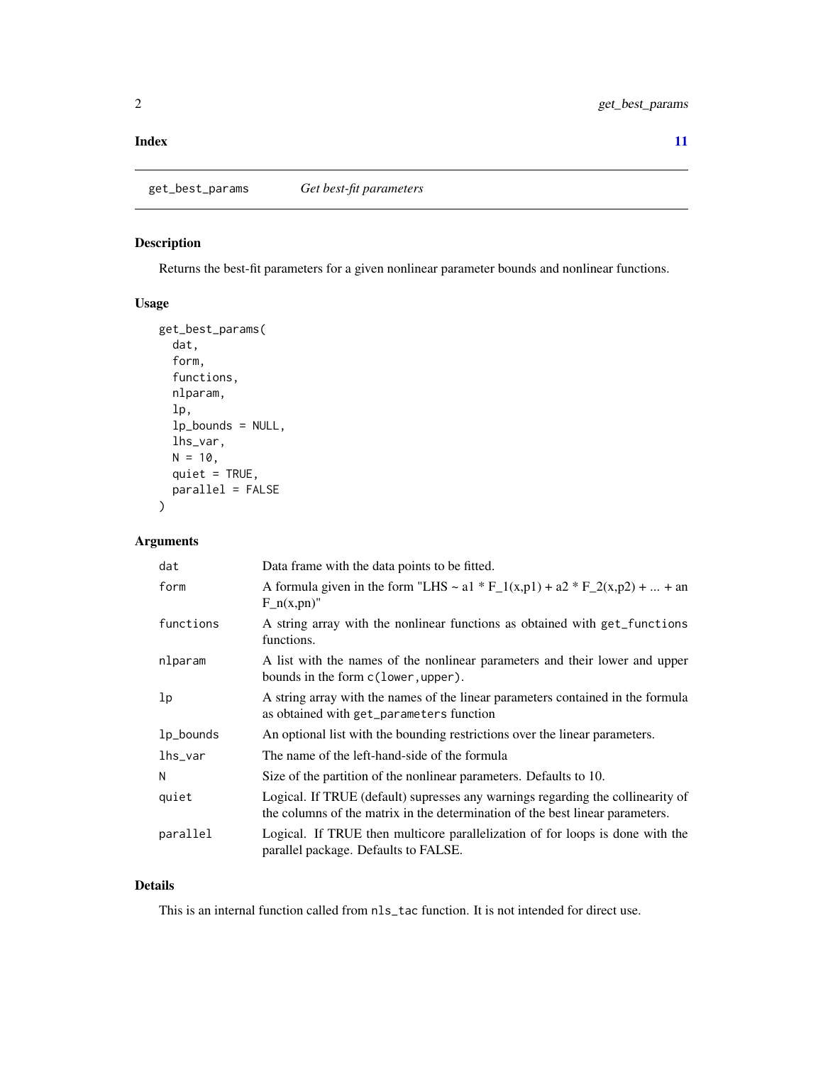**Index** 11

---

`get_best_params` *Get best-fit parameters*

---

## Description

Returns the best-fit parameters for a given nonlinear parameter bounds and nonlinear functions.

## Usage

```
get_best_params(
  dat,
  form,
  functions,
  nlparam,
  lp,
  lp_bounds = NULL,
  lhs_var,
  N = 10,
  quiet = TRUE,
  parallel = FALSE
)
```

## Arguments

| | |
|---|---|
| `dat` | Data frame with the data points to be fitted. |
| `form` | A formula given in the form "LHS ~ a1 * F_1(x,p1) + a2 * F_2(x,p2) + ... + an F_n(x,pn)" |
| `functions` | A string array with the nonlinear functions as obtained with `get_functions` functions. |
| `nlparam` | A list with the names of the nonlinear parameters and their lower and upper bounds in the form `c(lower,upper)`. |
| `lp` | A string array with the names of the linear parameters contained in the formula as obtained with `get_parameters` function |
| `lp_bounds` | An optional list with the bounding restrictions over the linear parameters. |
| `lhs_var` | The name of the left-hand-side of the formula |
| `N` | Size of the partition of the nonlinear parameters. Defaults to 10. |
| `quiet` | Logical. If TRUE (default) supresses any warnings regarding the collinearity of the columns of the matrix in the determination of the best linear parameters. |
| `parallel` | Logical. If TRUE then multicore parallelization of for loops is done with the parallel package. Defaults to FALSE. |

## Details

This is an internal function called from `nls_tac` function. It is not intended for direct use.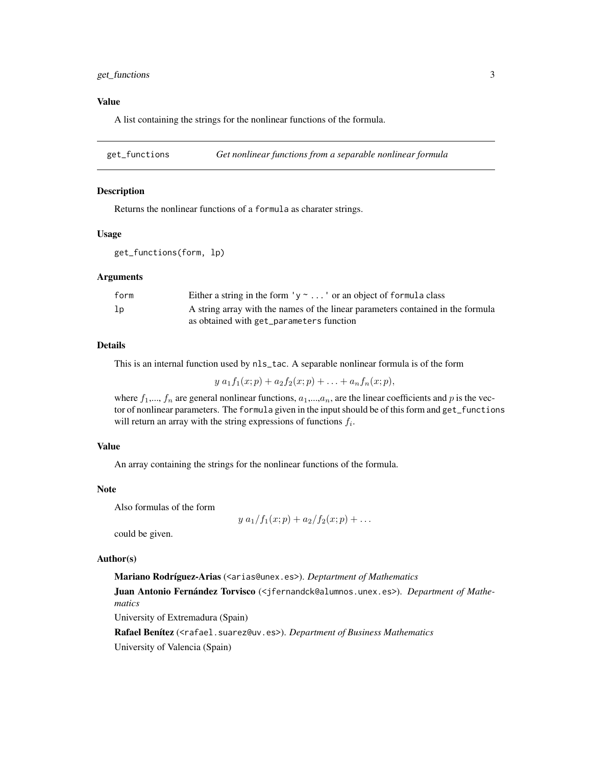### Value

A list containing the strings for the nonlinear functions of the formula.

---

## get_functions — *Get nonlinear functions from a separable nonlinear formula*

### Description

Returns the nonlinear functions of a `formula` as charater strings.

### Usage

```
get_functions(form, lp)
```

### Arguments

| | |
|---|---|
| `form` | Either a string in the form `'y ~ ...'` or an object of `formula` class |
| `lp` | A string array with the names of the linear parameters contained in the formula as obtained with `get_parameters` function |

### Details

This is an internal function used by `nls_tac`. A separable nonlinear formula is of the form

$$y\ a_1 f_1(x;p) + a_2 f_2(x;p) + \ldots + a_n f_n(x;p),$$

where $f_1$,..., $f_n$ are general nonlinear functions, $a_1$,...,$a_n$, are the linear coefficients and $p$ is the vector of nonlinear parameters. The `formula` given in the input should be of this form and `get_functions` will return an array with the string expressions of functions $f_i$.

### Value

An array containing the strings for the nonlinear functions of the formula.

### Note

Also formulas of the form

$$y\ a_1/f_1(x;p) + a_2/f_2(x;p) + \ldots$$

could be given.

### Author(s)

**Mariano Rodríguez-Arias** (`<arias@unex.es>`). *Deptartment of Mathematics*

**Juan Antonio Fernández Torvisco** (`<jfernandck@alumnos.unex.es>`). *Department of Mathematics*

University of Extremadura (Spain)

**Rafael Benítez** (`<rafael.suarez@uv.es>`). *Department of Business Mathematics*

University of Valencia (Spain)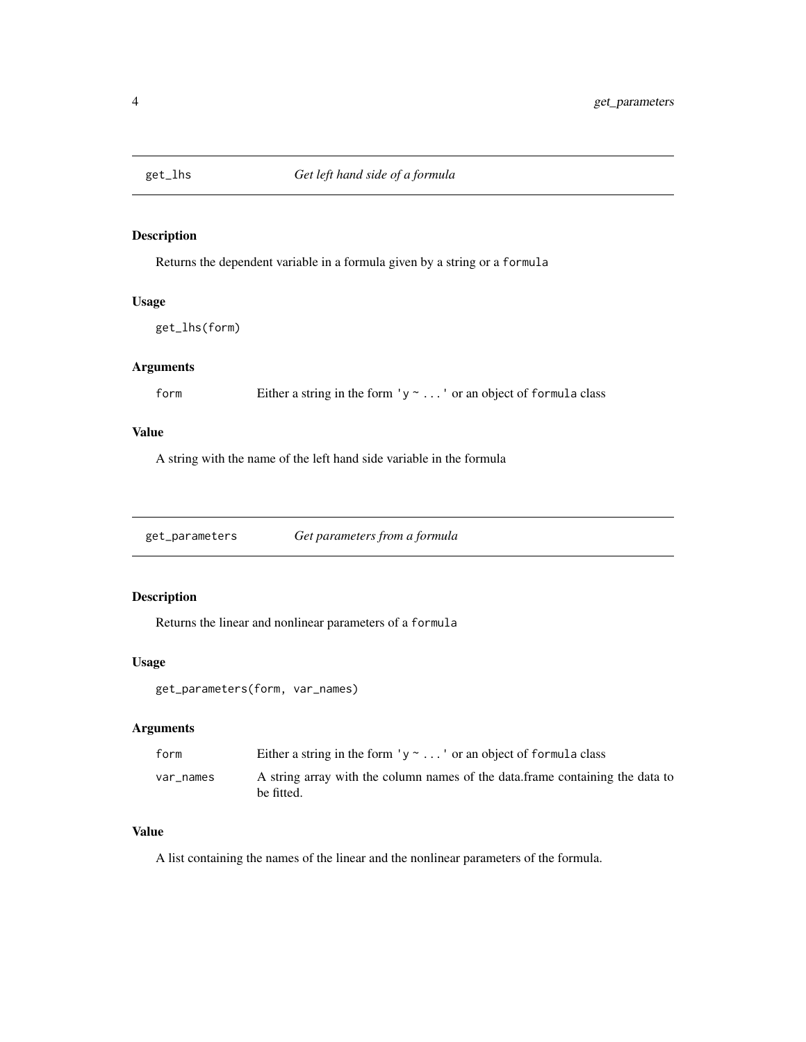## get_lhs — *Get left hand side of a formula*

### Description

Returns the dependent variable in a formula given by a string or a `formula`

### Usage

```
get_lhs(form)
```

### Arguments

| | |
|---|---|
| `form` | Either a string in the form `'y ~ ...'` or an object of `formula` class |

### Value

A string with the name of the left hand side variable in the formula

## get_parameters — *Get parameters from a formula*

### Description

Returns the linear and nonlinear parameters of a `formula`

### Usage

```
get_parameters(form, var_names)
```

### Arguments

| | |
|---|---|
| `form` | Either a string in the form `'y ~ ...'` or an object of `formula` class |
| `var_names` | A string array with the column names of the data.frame containing the data to be fitted. |

### Value

A list containing the names of the linear and the nonlinear parameters of the formula.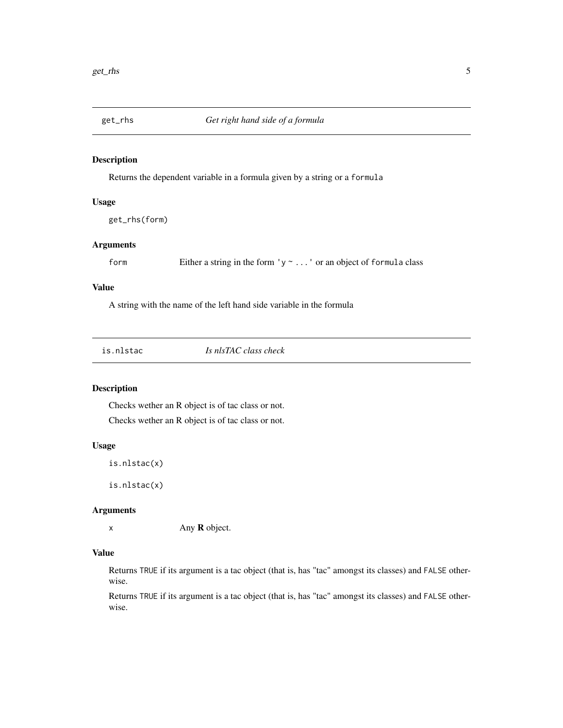## get_rhs *Get right hand side of a formula*

### Description

Returns the dependent variable in a formula given by a string or a `formula`

### Usage

```
get_rhs(form)
```

### Arguments

`form` Either a string in the form `'y ~ ...'` or an object of `formula` class

### Value

A string with the name of the left hand side variable in the formula

## is.nlstac *Is nlsTAC class check*

### Description

Checks wether an R object is of tac class or not.

Checks wether an R object is of tac class or not.

### Usage

```
is.nlstac(x)

is.nlstac(x)
```

### Arguments

`x` Any **R** object.

### Value

Returns `TRUE` if its argument is a tac object (that is, has "tac" amongst its classes) and `FALSE` otherwise.

Returns `TRUE` if its argument is a tac object (that is, has "tac" amongst its classes) and `FALSE` otherwise.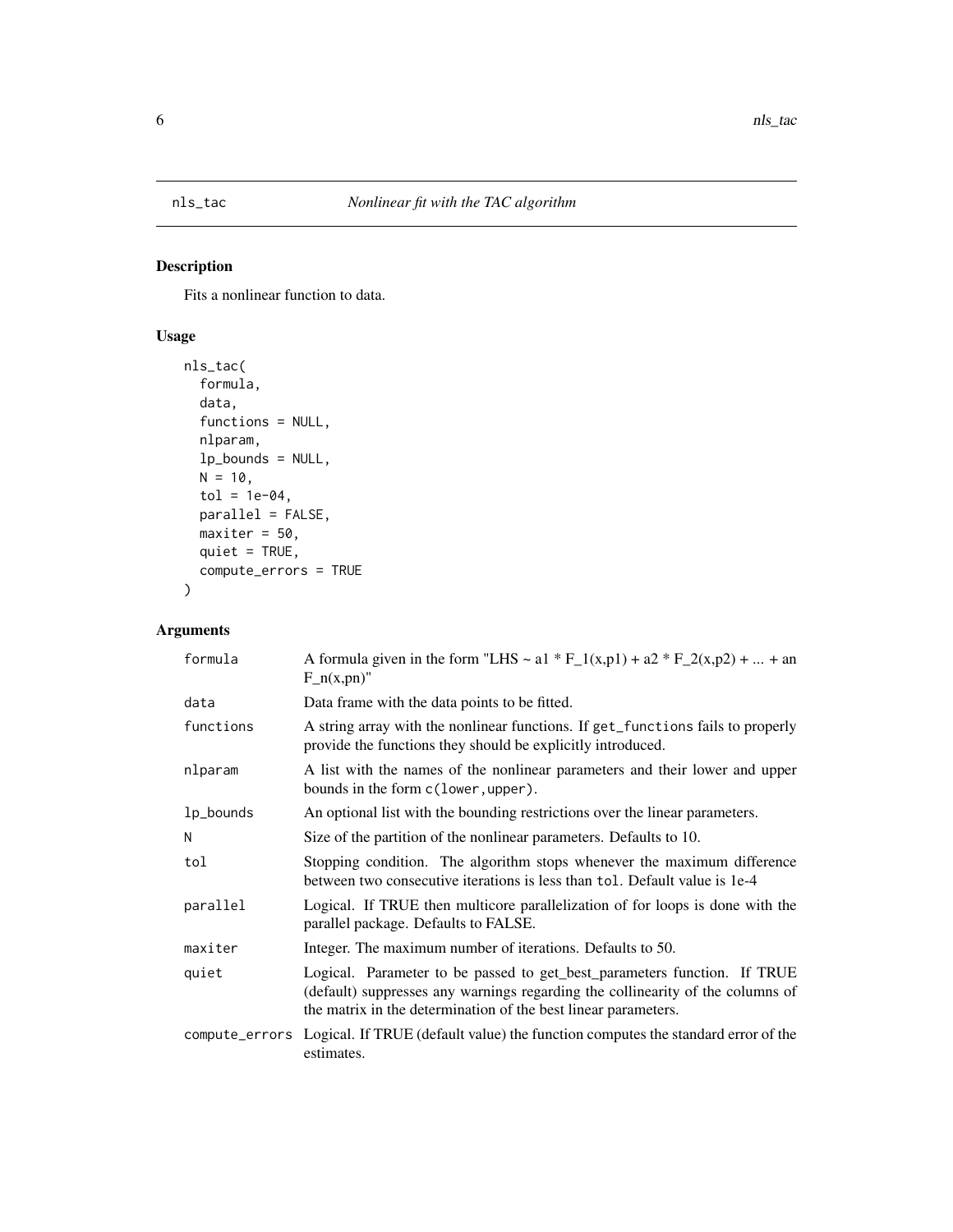## nls_tac — *Nonlinear fit with the TAC algorithm*

### Description

Fits a nonlinear function to data.

### Usage

```
nls_tac(
  formula,
  data,
  functions = NULL,
  nlparam,
  lp_bounds = NULL,
  N = 10,
  tol = 1e-04,
  parallel = FALSE,
  maxiter = 50,
  quiet = TRUE,
  compute_errors = TRUE
)
```

### Arguments

| | |
|---|---|
| `formula` | A formula given in the form "LHS ~ a1 * F_1(x,p1) + a2 * F_2(x,p2) + ... + an F_n(x,pn)" |
| `data` | Data frame with the data points to be fitted. |
| `functions` | A string array with the nonlinear functions. If `get_functions` fails to properly provide the functions they should be explicitly introduced. |
| `nlparam` | A list with the names of the nonlinear parameters and their lower and upper bounds in the form `c(lower,upper)`. |
| `lp_bounds` | An optional list with the bounding restrictions over the linear parameters. |
| `N` | Size of the partition of the nonlinear parameters. Defaults to 10. |
| `tol` | Stopping condition. The algorithm stops whenever the maximum difference between two consecutive iterations is less than `tol`. Default value is 1e-4 |
| `parallel` | Logical. If TRUE then multicore parallelization of for loops is done with the parallel package. Defaults to FALSE. |
| `maxiter` | Integer. The maximum number of iterations. Defaults to 50. |
| `quiet` | Logical. Parameter to be passed to get_best_parameters function. If TRUE (default) suppresses any warnings regarding the collinearity of the columns of the matrix in the determination of the best linear parameters. |
| `compute_errors` | Logical. If TRUE (default value) the function computes the standard error of the estimates. |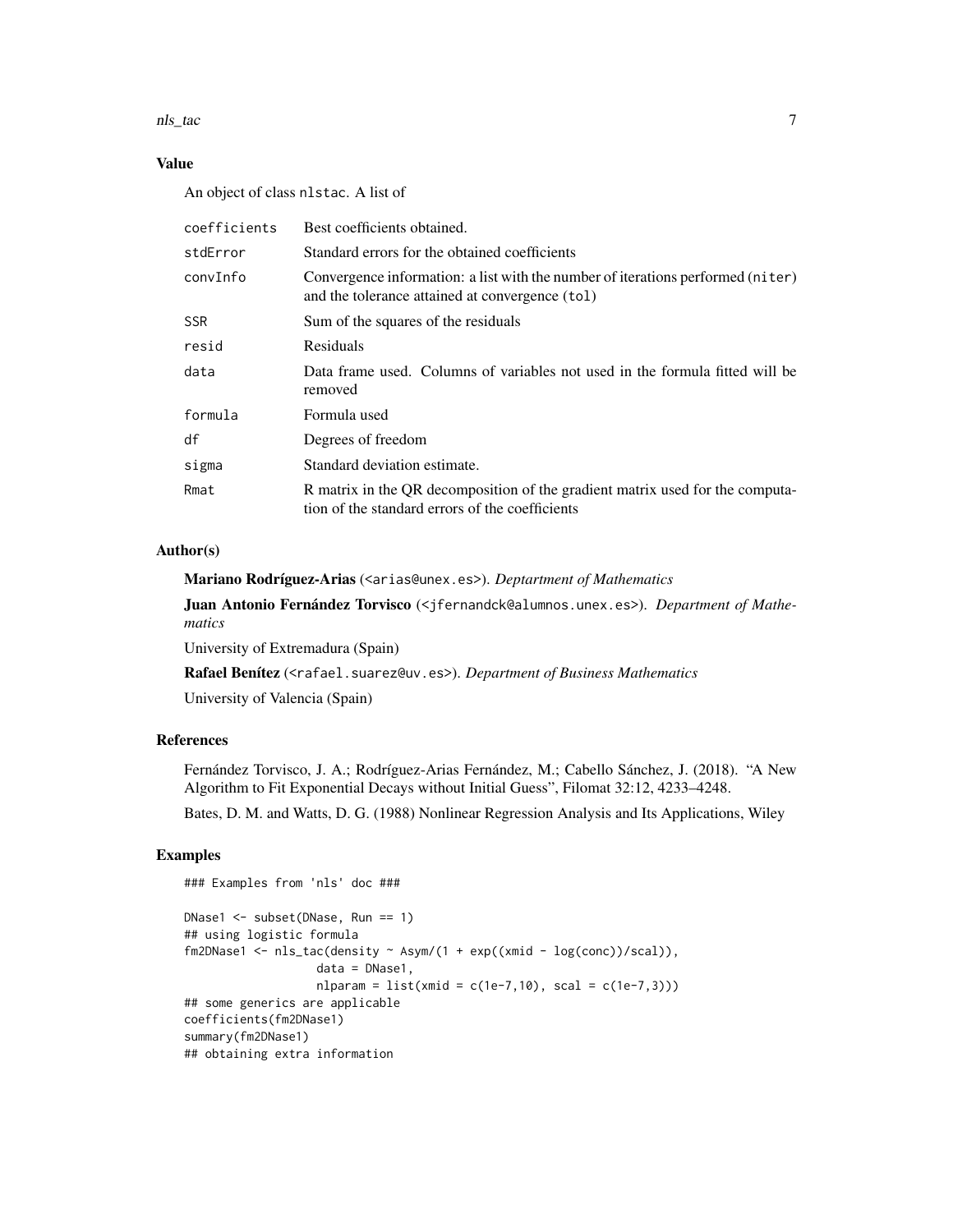## Value

An object of class `nlstac`. A list of

| | |
|---|---|
| `coefficients` | Best coefficients obtained. |
| `stdError` | Standard errors for the obtained coefficients |
| `convInfo` | Convergence information: a list with the number of iterations performed (`niter`) and the tolerance attained at convergence (`tol`) |
| `SSR` | Sum of the squares of the residuals |
| `resid` | Residuals |
| `data` | Data frame used. Columns of variables not used in the formula fitted will be removed |
| `formula` | Formula used |
| `df` | Degrees of freedom |
| `sigma` | Standard deviation estimate. |
| `Rmat` | R matrix in the QR decomposition of the gradient matrix used for the computation of the standard errors of the coefficients |

## Author(s)

**Mariano Rodríguez-Arias** (<arias@unex.es>). *Deptartment of Mathematics*

**Juan Antonio Fernández Torvisco** (<jfernandck@alumnos.unex.es>). *Department of Mathematics*

University of Extremadura (Spain)

**Rafael Benítez** (<rafael.suarez@uv.es>). *Department of Business Mathematics*

University of Valencia (Spain)

## References

Fernández Torvisco, J. A.; Rodríguez-Arias Fernández, M.; Cabello Sánchez, J. (2018). "A New Algorithm to Fit Exponential Decays without Initial Guess", Filomat 32:12, 4233–4248.

Bates, D. M. and Watts, D. G. (1988) Nonlinear Regression Analysis and Its Applications, Wiley

## Examples

```
### Examples from 'nls' doc ###

DNase1 <- subset(DNase, Run == 1)
## using logistic formula
fm2DNase1 <- nls_tac(density ~ Asym/(1 + exp((xmid - log(conc))/scal)),
                  data = DNase1,
                  nlparam = list(xmid = c(1e-7,10), scal = c(1e-7,3)))
## some generics are applicable
coefficients(fm2DNase1)
summary(fm2DNase1)
## obtaining extra information
```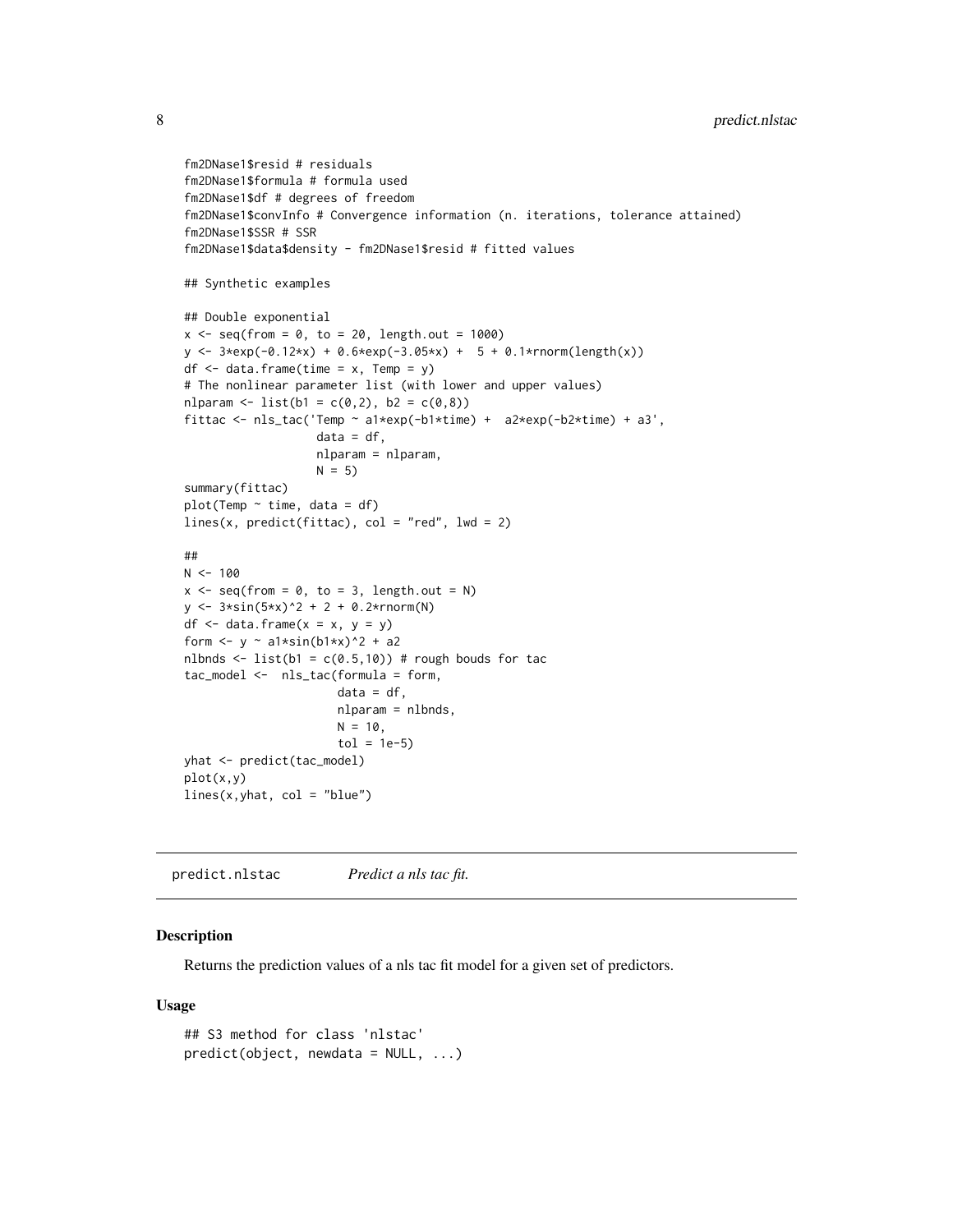```
fm2DNase1$resid # residuals
fm2DNase1$formula # formula used
fm2DNase1$df # degrees of freedom
fm2DNase1$convInfo # Convergence information (n. iterations, tolerance attained)
fm2DNase1$SSR # SSR
fm2DNase1$data$density - fm2DNase1$resid # fitted values

## Synthetic examples

## Double exponential
x <- seq(from = 0, to = 20, length.out = 1000)
y <- 3*exp(-0.12*x) + 0.6*exp(-3.05*x) +  5 + 0.1*rnorm(length(x))
df <- data.frame(time = x, Temp = y)
# The nonlinear parameter list (with lower and upper values)
nlparam <- list(b1 = c(0,2), b2 = c(0,8))
fittac <- nls_tac('Temp ~ a1*exp(-b1*time) +  a2*exp(-b2*time) + a3',
                  data = df,
                  nlparam = nlparam,
                  N = 5)
summary(fittac)
plot(Temp ~ time, data = df)
lines(x, predict(fittac), col = "red", lwd = 2)

##
N <- 100
x <- seq(from = 0, to = 3, length.out = N)
y <- 3*sin(5*x)^2 + 2 + 0.2*rnorm(N)
df <- data.frame(x = x, y = y)
form <- y ~ a1*sin(b1*x)^2 + a2
nlbnds <- list(b1 = c(0.5,10)) # rough bouds for tac
tac_model <-  nls_tac(formula = form,
                      data = df,
                      nlparam = nlbnds,
                      N = 10,
                      tol = 1e-5)
yhat <- predict(tac_model)
plot(x,y)
lines(x,yhat, col = "blue")
```

---

## predict.nlstac *Predict a nls tac fit.*

### Description

Returns the prediction values of a nls tac fit model for a given set of predictors.

### Usage

```
## S3 method for class 'nlstac'
predict(object, newdata = NULL, ...)
```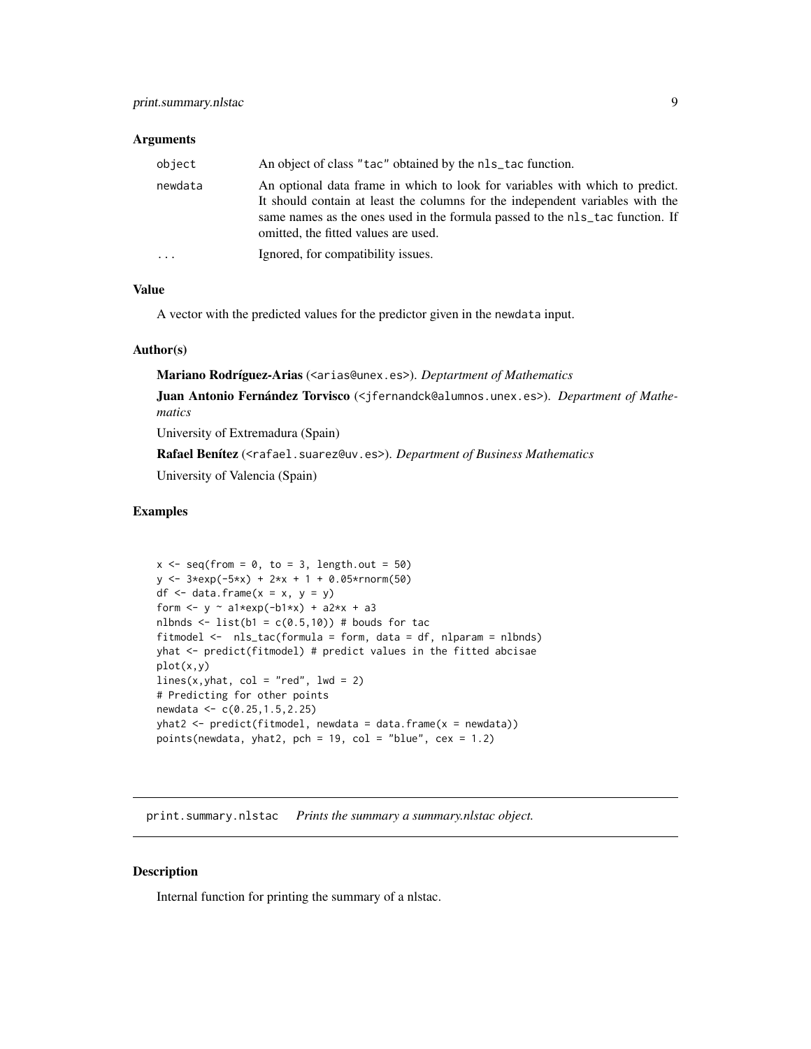### Arguments

| | |
|---|---|
| object | An object of class "tac" obtained by the nls_tac function. |
| newdata | An optional data frame in which to look for variables with which to predict. It should contain at least the columns for the independent variables with the same names as the ones used in the formula passed to the nls_tac function. If omitted, the fitted values are used. |
| ... | Ignored, for compatibility issues. |

### Value

A vector with the predicted values for the predictor given in the newdata input.

### Author(s)

**Mariano Rodríguez-Arias** (<arias@unex.es>). *Deptartment of Mathematics*

**Juan Antonio Fernández Torvisco** (<jfernandck@alumnos.unex.es>). *Department of Mathematics*

University of Extremadura (Spain)

**Rafael Benítez** (<rafael.suarez@uv.es>). *Department of Business Mathematics*

University of Valencia (Spain)

### Examples

```
x <- seq(from = 0, to = 3, length.out = 50)
y <- 3*exp(-5*x) + 2*x + 1 + 0.05*rnorm(50)
df <- data.frame(x = x, y = y)
form <- y ~ a1*exp(-b1*x) + a2*x + a3
nlbnds <- list(b1 = c(0.5,10)) # bouds for tac
fitmodel <-  nls_tac(formula = form, data = df, nlparam = nlbnds)
yhat <- predict(fitmodel) # predict values in the fitted abcisae
plot(x,y)
lines(x,yhat, col = "red", lwd = 2)
# Predicting for other points
newdata <- c(0.25,1.5,2.25)
yhat2 <- predict(fitmodel, newdata = data.frame(x = newdata))
points(newdata, yhat2, pch = 19, col = "blue", cex = 1.2)
```

---

## print.summary.nlstac    *Prints the summary a summary.nlstac object.*

### Description

Internal function for printing the summary of a nlstac.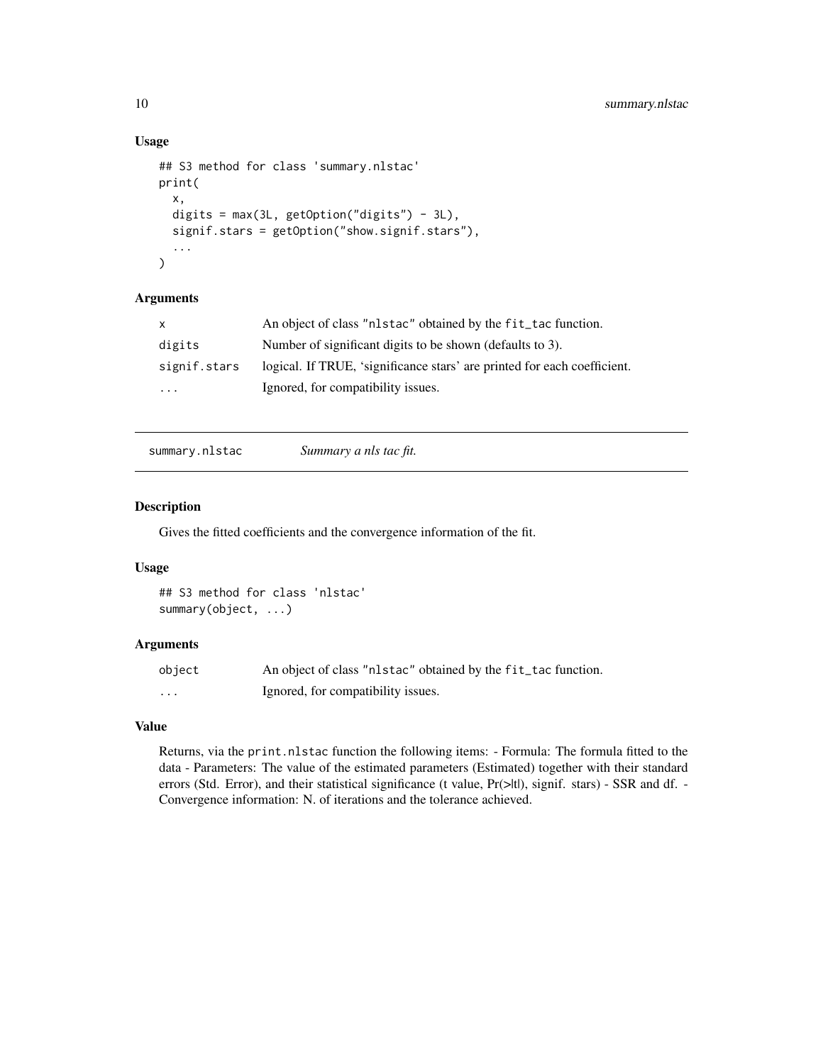### Usage

```
## S3 method for class 'summary.nlstac'
print(
  x,
  digits = max(3L, getOption("digits") - 3L),
  signif.stars = getOption("show.signif.stars"),
  ...
)
```

### Arguments

| | |
|---|---|
| `x` | An object of class "nlstac" obtained by the fit_tac function. |
| `digits` | Number of significant digits to be shown (defaults to 3). |
| `signif.stars` | logical. If TRUE, 'significance stars' are printed for each coefficient. |
| `...` | Ignored, for compatibility issues. |

---

## summary.nlstac &nbsp;&nbsp;&nbsp; *Summary a nls tac fit.*

---

### Description

Gives the fitted coefficients and the convergence information of the fit.

### Usage

```
## S3 method for class 'nlstac'
summary(object, ...)
```

### Arguments

| | |
|---|---|
| `object` | An object of class "nlstac" obtained by the fit_tac function. |
| `...` | Ignored, for compatibility issues. |

### Value

Returns, via the `print.nlstac` function the following items: - Formula: The formula fitted to the data - Parameters: The value of the estimated parameters (Estimated) together with their standard errors (Std. Error), and their statistical significance (t value, Pr(>|t|), signif. stars) - SSR and df. - Convergence information: N. of iterations and the tolerance achieved.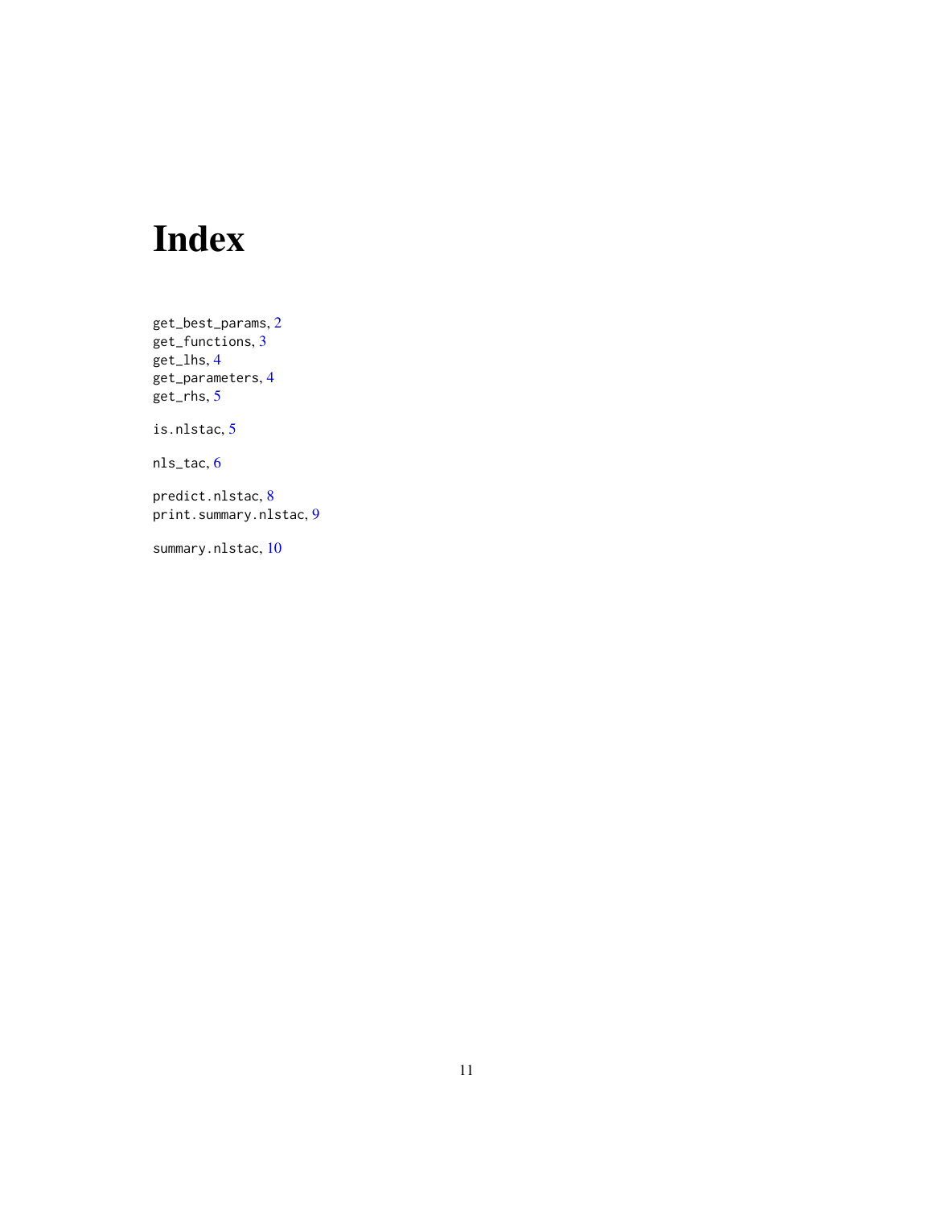# Index

get_best_params, 2
get_functions, 3
get_lhs, 4
get_parameters, 4
get_rhs, 5

is.nlstac, 5

nls_tac, 6

predict.nlstac, 8
print.summary.nlstac, 9

summary.nlstac, 10